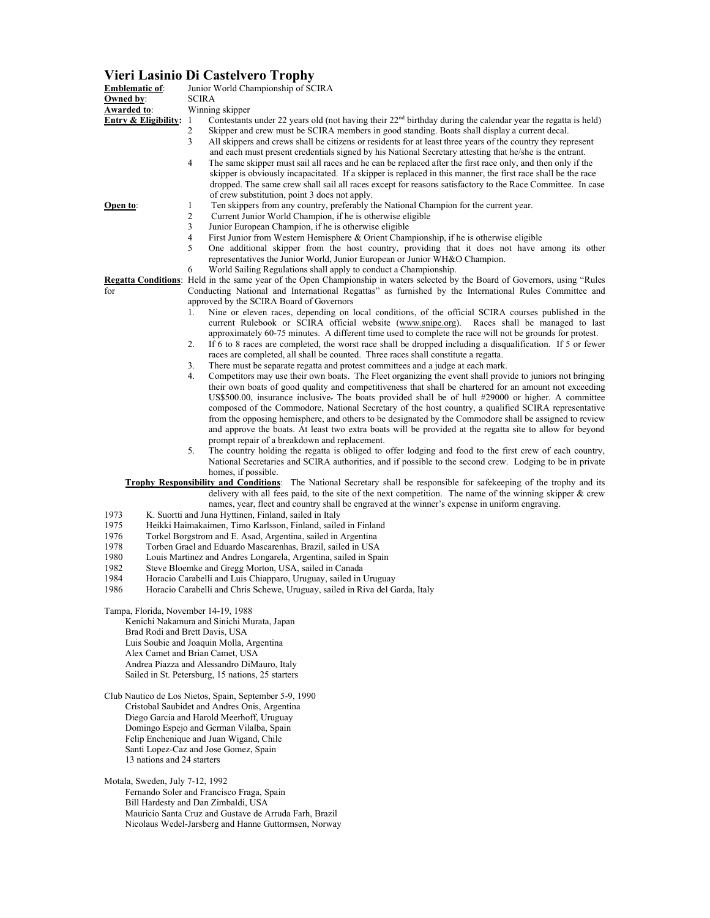# Vieri Lasinio Di Castelvero Trophy

**Emblematic of**: Junior World Championship of SCIRA

**Owned by**: SCIRA

**Awarded to**: Winning skipper

**Entry & Eligibility:**

1. Contestants under 22 years old (not having their 22nd birthday during the calendar year the regatta is held)
2. Skipper and crew must be SCIRA members in good standing. Boats shall display a current decal.
3. All skippers and crews shall be citizens or residents for at least three years of the country they represent and each must present credentials signed by his National Secretary attesting that he/she is the entrant.
4. The same skipper must sail all races and he can be replaced after the first race only, and then only if the skipper is obviously incapacitated. If a skipper is replaced in this manner, the first race shall be the race dropped. The same crew shall sail all races except for reasons satisfactory to the Race Committee. In case of crew substitution, point 3 does not apply.

**Open to**:

1. Ten skippers from any country, preferably the National Champion for the current year.
2. Current Junior World Champion, if he is otherwise eligible
3. Junior European Champion, if he is otherwise eligible
4. First Junior from Western Hemisphere & Orient Championship, if he is otherwise eligible
5. One additional skipper from the host country, providing that it does not have among its other representatives the Junior World, Junior European or Junior WH&O Champion.
6. World Sailing Regulations shall apply to conduct a Championship.

**Regatta Conditions**: Held in the same year of the Open Championship in waters selected by the Board of Governors, using "Rules for Conducting National and International Regattas" as furnished by the International Rules Committee and approved by the SCIRA Board of Governors

1. Nine or eleven races, depending on local conditions, of the official SCIRA courses published in the current Rulebook or SCIRA official website (www.snipe.org). Races shall be managed to last approximately 60-75 minutes. A different time used to complete the race will not be grounds for protest.
2. If 6 to 8 races are completed, the worst race shall be dropped including a disqualification. If 5 or fewer races are completed, all shall be counted. Three races shall constitute a regatta.
3. There must be separate regatta and protest committees and a judge at each mark.
4. Competitors may use their own boats. The Fleet organizing the event shall provide to juniors not bringing their own boats of good quality and competitiveness that shall be chartered for an amount not exceeding US$500.00, insurance inclusive. The boats provided shall be of hull #29000 or higher. A committee composed of the Commodore, National Secretary of the host country, a qualified SCIRA representative from the opposing hemisphere, and others to be designated by the Commodore shall be assigned to review and approve the boats. At least two extra boats will be provided at the regatta site to allow for beyond prompt repair of a breakdown and replacement.
5. The country holding the regatta is obliged to offer lodging and food to the first crew of each country, National Secretaries and SCIRA authorities, and if possible to the second crew. Lodging to be in private homes, if possible.

**Trophy Responsibility and Conditions**: The National Secretary shall be responsible for safekeeping of the trophy and its delivery with all fees paid, to the site of the next competition. The name of the winning skipper & crew names, year, fleet and country shall be engraved at the winner's expense in uniform engraving.

1973 K. Suortti and Juna Hyttinen, Finland, sailed in Italy
1975 Heikki Haimakaimen, Timo Karlsson, Finland, sailed in Finland
1976 Torkel Borgstrom and E. Asad, Argentina, sailed in Argentina
1978 Torben Grael and Eduardo Mascarenhas, Brazil, sailed in USA
1980 Louis Martinez and Andres Longarela, Argentina, sailed in Spain
1982 Steve Bloemke and Gregg Morton, USA, sailed in Canada
1984 Horacio Carabelli and Luis Chiapparo, Uruguay, sailed in Uruguay
1986 Horacio Carabelli and Chris Schewe, Uruguay, sailed in Riva del Garda, Italy

Tampa, Florida, November 14-19, 1988
Kenichi Nakamura and Sinichi Murata, Japan
Brad Rodi and Brett Davis, USA
Luis Soubie and Joaquin Molla, Argentina
Alex Camet and Brian Camet, USA
Andrea Piazza and Alessandro DiMauro, Italy
Sailed in St. Petersburg, 15 nations, 25 starters

Club Nautico de Los Nietos, Spain, September 5-9, 1990
Cristobal Saubidet and Andres Onis, Argentina
Diego Garcia and Harold Meerhoff, Uruguay
Domingo Espejo and German Vilalba, Spain
Felip Enchenique and Juan Wigand, Chile
Santi Lopez-Caz and Jose Gomez, Spain
13 nations and 24 starters

Motala, Sweden, July 7-12, 1992
Fernando Soler and Francisco Fraga, Spain
Bill Hardesty and Dan Zimbaldi, USA
Mauricio Santa Cruz and Gustave de Arruda Farh, Brazil
Nicolaus Wedel-Jarsberg and Hanne Guttormsen, Norway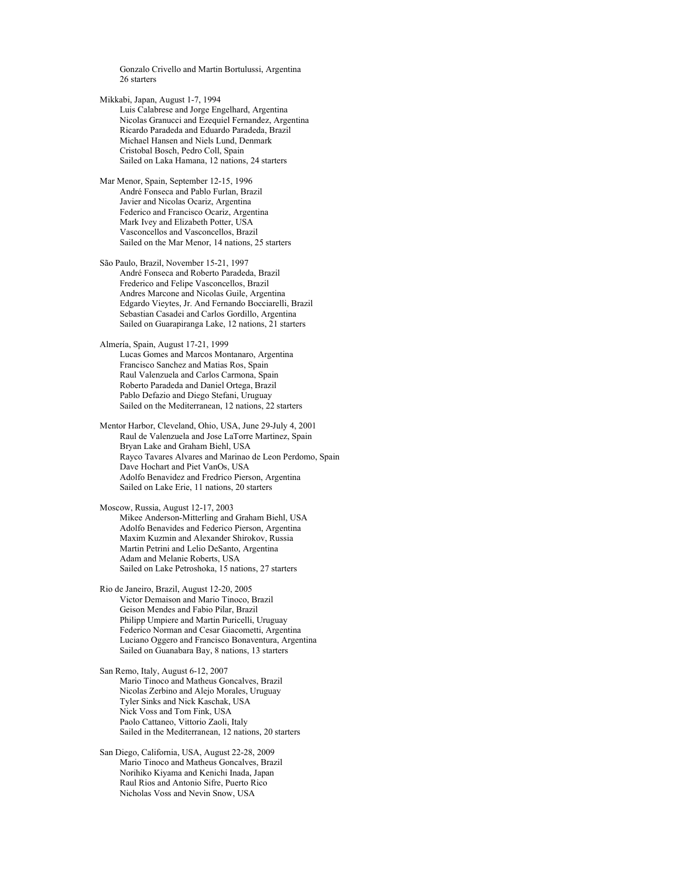Gonzalo Crivello and Martin Bortulussi, Argentina
26 starters

Mikkabi, Japan, August 1-7, 1994
Luis Calabrese and Jorge Engelhard, Argentina
Nicolas Granucci and Ezequiel Fernandez, Argentina
Ricardo Paradeda and Eduardo Paradeda, Brazil
Michael Hansen and Niels Lund, Denmark
Cristobal Bosch, Pedro Coll, Spain
Sailed on Laka Hamana, 12 nations, 24 starters

Mar Menor, Spain, September 12-15, 1996
André Fonseca and Pablo Furlan, Brazil
Javier and Nicolas Ocariz, Argentina
Federico and Francisco Ocariz, Argentina
Mark Ivey and Elizabeth Potter, USA
Vasconcellos and Vasconcellos, Brazil
Sailed on the Mar Menor, 14 nations, 25 starters

São Paulo, Brazil, November 15-21, 1997
André Fonseca and Roberto Paradeda, Brazil
Frederico and Felipe Vasconcellos, Brazil
Andres Marcone and Nicolas Guile, Argentina
Edgardo Vieytes, Jr. And Fernando Bocciarelli, Brazil
Sebastian Casadei and Carlos Gordillo, Argentina
Sailed on Guarapiranga Lake, 12 nations, 21 starters

Almería, Spain, August 17-21, 1999
Lucas Gomes and Marcos Montanaro, Argentina
Francisco Sanchez and Matias Ros, Spain
Raul Valenzuela and Carlos Carmona, Spain
Roberto Paradeda and Daniel Ortega, Brazil
Pablo Defazio and Diego Stefani, Uruguay
Sailed on the Mediterranean, 12 nations, 22 starters

Mentor Harbor, Cleveland, Ohio, USA, June 29-July 4, 2001
Raul de Valenzuela and Jose LaTorre Martinez, Spain
Bryan Lake and Graham Biehl, USA
Rayco Tavares Alvares and Marinao de Leon Perdomo, Spain
Dave Hochart and Piet VanOs, USA
Adolfo Benavidez and Fredrico Pierson, Argentina
Sailed on Lake Erie, 11 nations, 20 starters

Moscow, Russia, August 12-17, 2003
Mikee Anderson-Mitterling and Graham Biehl, USA
Adolfo Benavides and Federico Pierson, Argentina
Maxim Kuzmin and Alexander Shirokov, Russia
Martin Petrini and Lelio DeSanto, Argentina
Adam and Melanie Roberts, USA
Sailed on Lake Petroshoka, 15 nations, 27 starters

Rio de Janeiro, Brazil, August 12-20, 2005
Victor Demaison and Mario Tinoco, Brazil
Geison Mendes and Fabio Pilar, Brazil
Philipp Umpiere and Martin Puricelli, Uruguay
Federico Norman and Cesar Giacometti, Argentina
Luciano Oggero and Francisco Bonaventura, Argentina
Sailed on Guanabara Bay, 8 nations, 13 starters

San Remo, Italy, August 6-12, 2007
Mario Tinoco and Matheus Goncalves, Brazil
Nicolas Zerbino and Alejo Morales, Uruguay
Tyler Sinks and Nick Kaschak, USA
Nick Voss and Tom Fink, USA
Paolo Cattaneo, Vittorio Zaoli, Italy
Sailed in the Mediterranean, 12 nations, 20 starters

San Diego, California, USA, August 22-28, 2009
Mario Tinoco and Matheus Goncalves, Brazil
Norihiko Kiyama and Kenichi Inada, Japan
Raul Rios and Antonio Sifre, Puerto Rico
Nicholas Voss and Nevin Snow, USA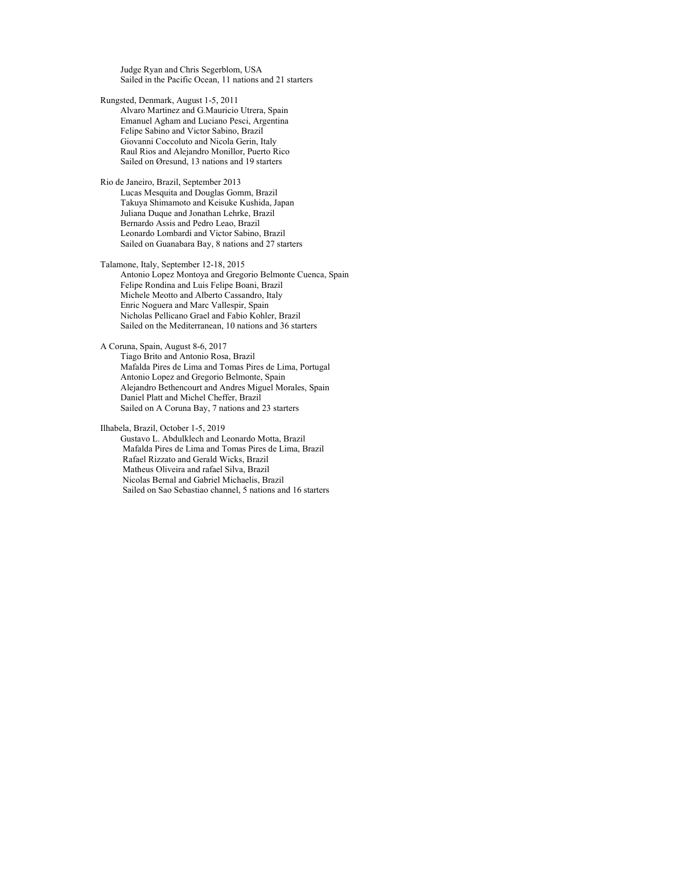Judge Ryan and Chris Segerblom, USA
Sailed in the Pacific Ocean, 11 nations and 21 starters

Rungsted, Denmark, August 1-5, 2011
Alvaro Martinez and G.Mauricio Utrera, Spain
Emanuel Agham and Luciano Pesci, Argentina
Felipe Sabino and Victor Sabino, Brazil
Giovanni Coccoluto and Nicola Gerin, Italy
Raul Rios and Alejandro Monillor, Puerto Rico
Sailed on Øresund, 13 nations and 19 starters

Rio de Janeiro, Brazil, September 2013
Lucas Mesquita and Douglas Gomm, Brazil
Takuya Shimamoto and Keisuke Kushida, Japan
Juliana Duque and Jonathan Lehrke, Brazil
Bernardo Assis and Pedro Leao, Brazil
Leonardo Lombardi and Victor Sabino, Brazil
Sailed on Guanabara Bay, 8 nations and 27 starters

Talamone, Italy, September 12-18, 2015
Antonio Lopez Montoya and Gregorio Belmonte Cuenca, Spain
Felipe Rondina and Luis Felipe Boani, Brazil
Michele Meotto and Alberto Cassandro, Italy
Enric Noguera and Marc Vallespir, Spain
Nicholas Pellicano Grael and Fabio Kohler, Brazil
Sailed on the Mediterranean, 10 nations and 36 starters

A Coruna, Spain, August 8-6, 2017
Tiago Brito and Antonio Rosa, Brazil
Mafalda Pires de Lima and Tomas Pires de Lima, Portugal
Antonio Lopez and Gregorio Belmonte, Spain
Alejandro Bethencourt and Andres Miguel Morales, Spain
Daniel Platt and Michel Cheffer, Brazil
Sailed on A Coruna Bay, 7 nations and 23 starters

Ilhabela, Brazil, October 1-5, 2019
Gustavo L. Abdulklech and Leonardo Motta, Brazil
Mafalda Pires de Lima and Tomas Pires de Lima, Brazil
Rafael Rizzato and Gerald Wicks, Brazil
Matheus Oliveira and rafael Silva, Brazil
Nicolas Bernal and Gabriel Michaelis, Brazil
Sailed on Sao Sebastiao channel, 5 nations and 16 starters